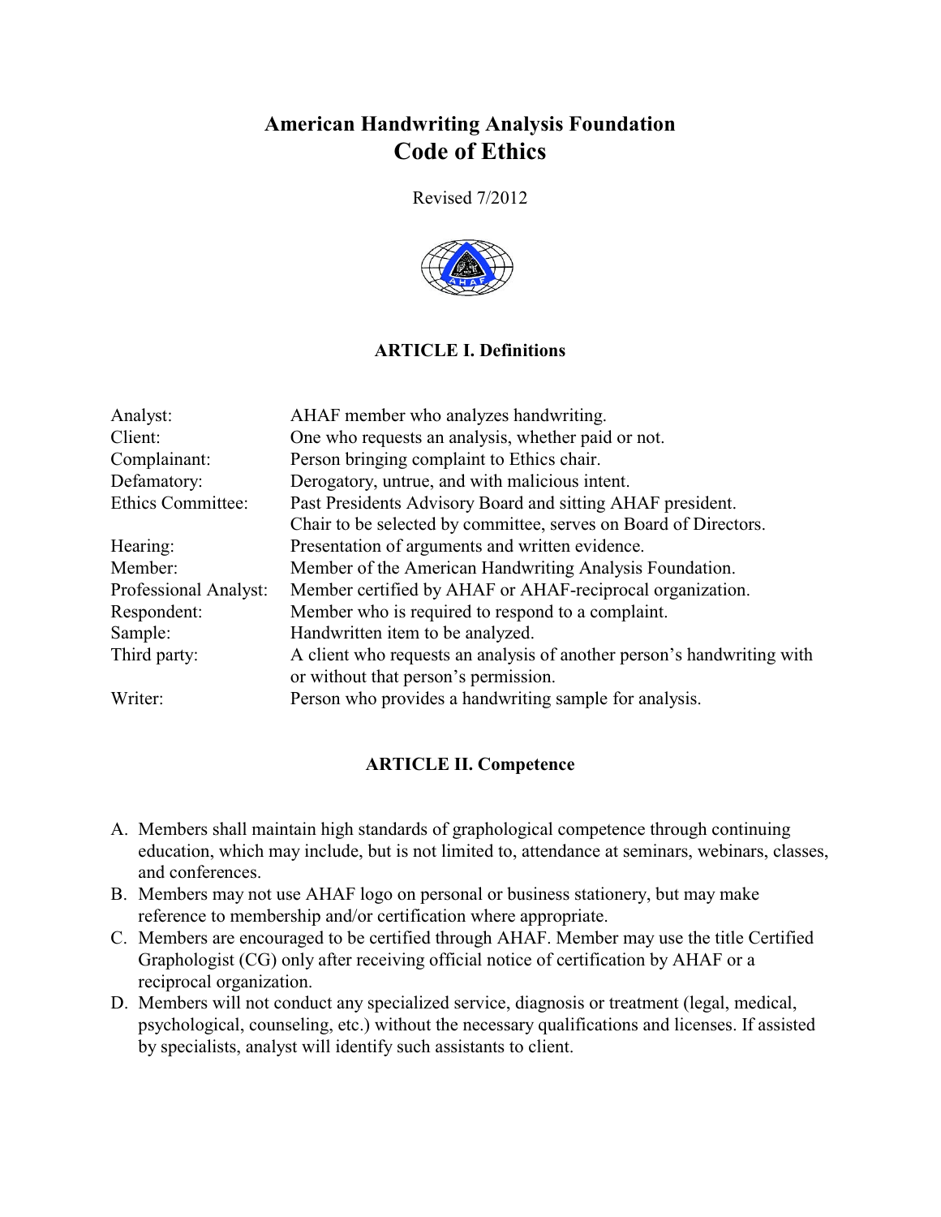# American Handwriting Analysis Foundation
# Code of Ethics

Revised 7/2012

## ARTICLE I. Definitions

| | |
|---|---|
| Analyst: | AHAF member who analyzes handwriting. |
| Client: | One who requests an analysis, whether paid or not. |
| Complainant: | Person bringing complaint to Ethics chair. |
| Defamatory: | Derogatory, untrue, and with malicious intent. |
| Ethics Committee: | Past Presidents Advisory Board and sitting AHAF president. Chair to be selected by committee, serves on Board of Directors. |
| Hearing: | Presentation of arguments and written evidence. |
| Member: | Member of the American Handwriting Analysis Foundation. |
| Professional Analyst: | Member certified by AHAF or AHAF-reciprocal organization. |
| Respondent: | Member who is required to respond to a complaint. |
| Sample: | Handwritten item to be analyzed. |
| Third party: | A client who requests an analysis of another person's handwriting with or without that person's permission. |
| Writer: | Person who provides a handwriting sample for analysis. |

## ARTICLE II. Competence

A. Members shall maintain high standards of graphological competence through continuing education, which may include, but is not limited to, attendance at seminars, webinars, classes, and conferences.

B. Members may not use AHAF logo on personal or business stationery, but may make reference to membership and/or certification where appropriate.

C. Members are encouraged to be certified through AHAF. Member may use the title Certified Graphologist (CG) only after receiving official notice of certification by AHAF or a reciprocal organization.

D. Members will not conduct any specialized service, diagnosis or treatment (legal, medical, psychological, counseling, etc.) without the necessary qualifications and licenses. If assisted by specialists, analyst will identify such assistants to client.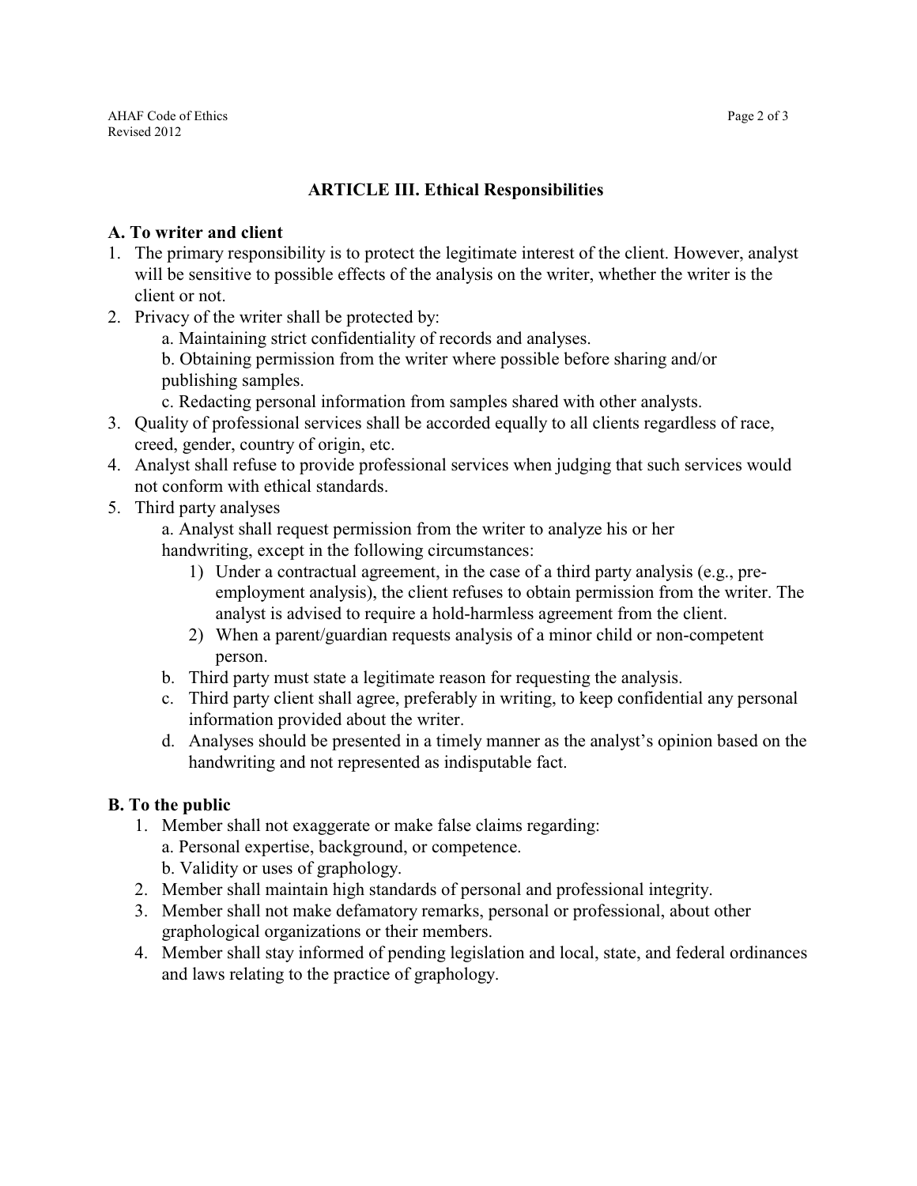## ARTICLE III. Ethical Responsibilities

### A. To writer and client

1. The primary responsibility is to protect the legitimate interest of the client. However, analyst will be sensitive to possible effects of the analysis on the writer, whether the writer is the client or not.
2. Privacy of the writer shall be protected by:
   a. Maintaining strict confidentiality of records and analyses.
   b. Obtaining permission from the writer where possible before sharing and/or publishing samples.
   c. Redacting personal information from samples shared with other analysts.
3. Quality of professional services shall be accorded equally to all clients regardless of race, creed, gender, country of origin, etc.
4. Analyst shall refuse to provide professional services when judging that such services would not conform with ethical standards.
5. Third party analyses
   a. Analyst shall request permission from the writer to analyze his or her handwriting, except in the following circumstances:
      1) Under a contractual agreement, in the case of a third party analysis (e.g., pre-employment analysis), the client refuses to obtain permission from the writer. The analyst is advised to require a hold-harmless agreement from the client.
      2) When a parent/guardian requests analysis of a minor child or non-competent person.
   b. Third party must state a legitimate reason for requesting the analysis.
   c. Third party client shall agree, preferably in writing, to keep confidential any personal information provided about the writer.
   d. Analyses should be presented in a timely manner as the analyst's opinion based on the handwriting and not represented as indisputable fact.

### B. To the public

1. Member shall not exaggerate or make false claims regarding:
   a. Personal expertise, background, or competence.
   b. Validity or uses of graphology.
2. Member shall maintain high standards of personal and professional integrity.
3. Member shall not make defamatory remarks, personal or professional, about other graphological organizations or their members.
4. Member shall stay informed of pending legislation and local, state, and federal ordinances and laws relating to the practice of graphology.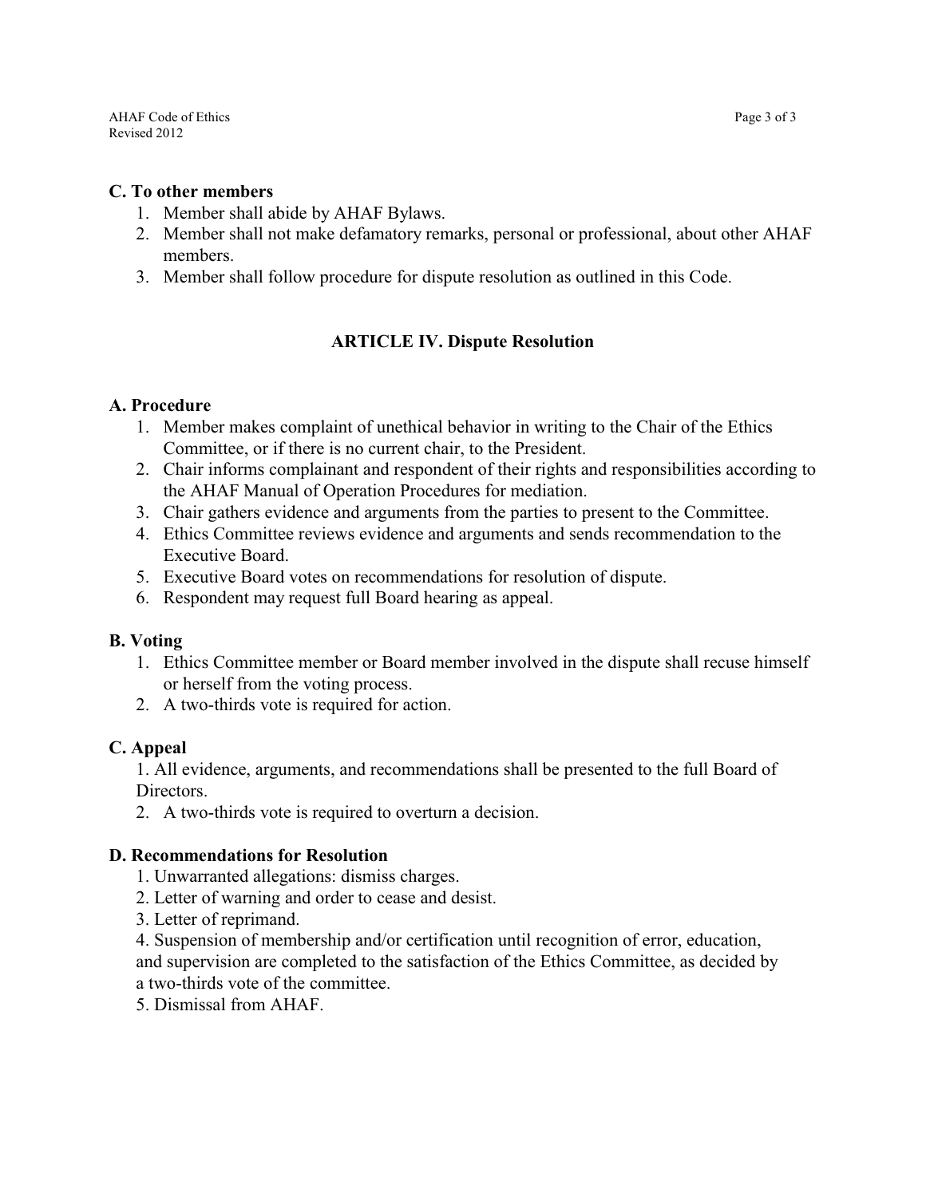### C. To other members

1. Member shall abide by AHAF Bylaws.
2. Member shall not make defamatory remarks, personal or professional, about other AHAF members.
3. Member shall follow procedure for dispute resolution as outlined in this Code.

## ARTICLE IV. Dispute Resolution

### A. Procedure

1. Member makes complaint of unethical behavior in writing to the Chair of the Ethics Committee, or if there is no current chair, to the President.
2. Chair informs complainant and respondent of their rights and responsibilities according to the AHAF Manual of Operation Procedures for mediation.
3. Chair gathers evidence and arguments from the parties to present to the Committee.
4. Ethics Committee reviews evidence and arguments and sends recommendation to the Executive Board.
5. Executive Board votes on recommendations for resolution of dispute.
6. Respondent may request full Board hearing as appeal.

### B. Voting

1. Ethics Committee member or Board member involved in the dispute shall recuse himself or herself from the voting process.
2. A two-thirds vote is required for action.

### C. Appeal

1. All evidence, arguments, and recommendations shall be presented to the full Board of Directors.
2. A two-thirds vote is required to overturn a decision.

### D. Recommendations for Resolution

1. Unwarranted allegations: dismiss charges.
2. Letter of warning and order to cease and desist.
3. Letter of reprimand.
4. Suspension of membership and/or certification until recognition of error, education, and supervision are completed to the satisfaction of the Ethics Committee, as decided by a two-thirds vote of the committee.
5. Dismissal from AHAF.